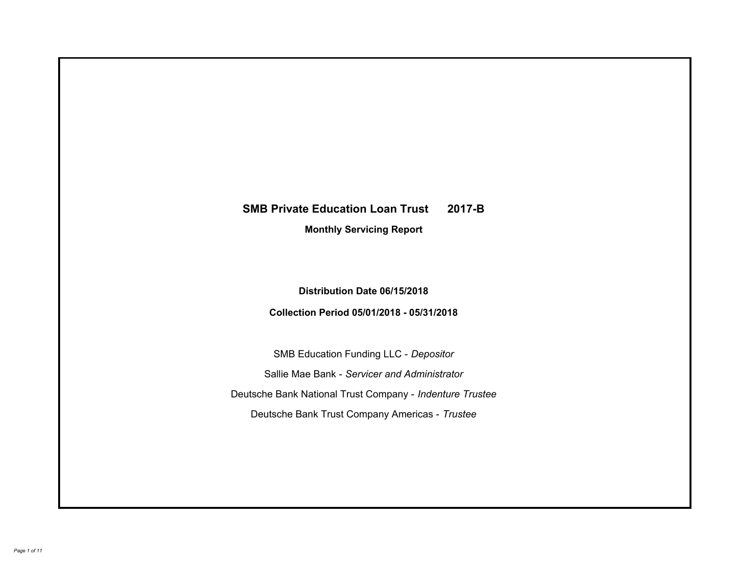# SMB Private Education Loan Trust 2017-B

## Monthly Servicing Report

**Distribution Date 06/15/2018**

**Collection Period 05/01/2018 - 05/31/2018**

SMB Education Funding LLC - *Depositor*

Sallie Mae Bank - *Servicer and Administrator*

Deutsche Bank National Trust Company - *Indenture Trustee*

Deutsche Bank Trust Company Americas - *Trustee*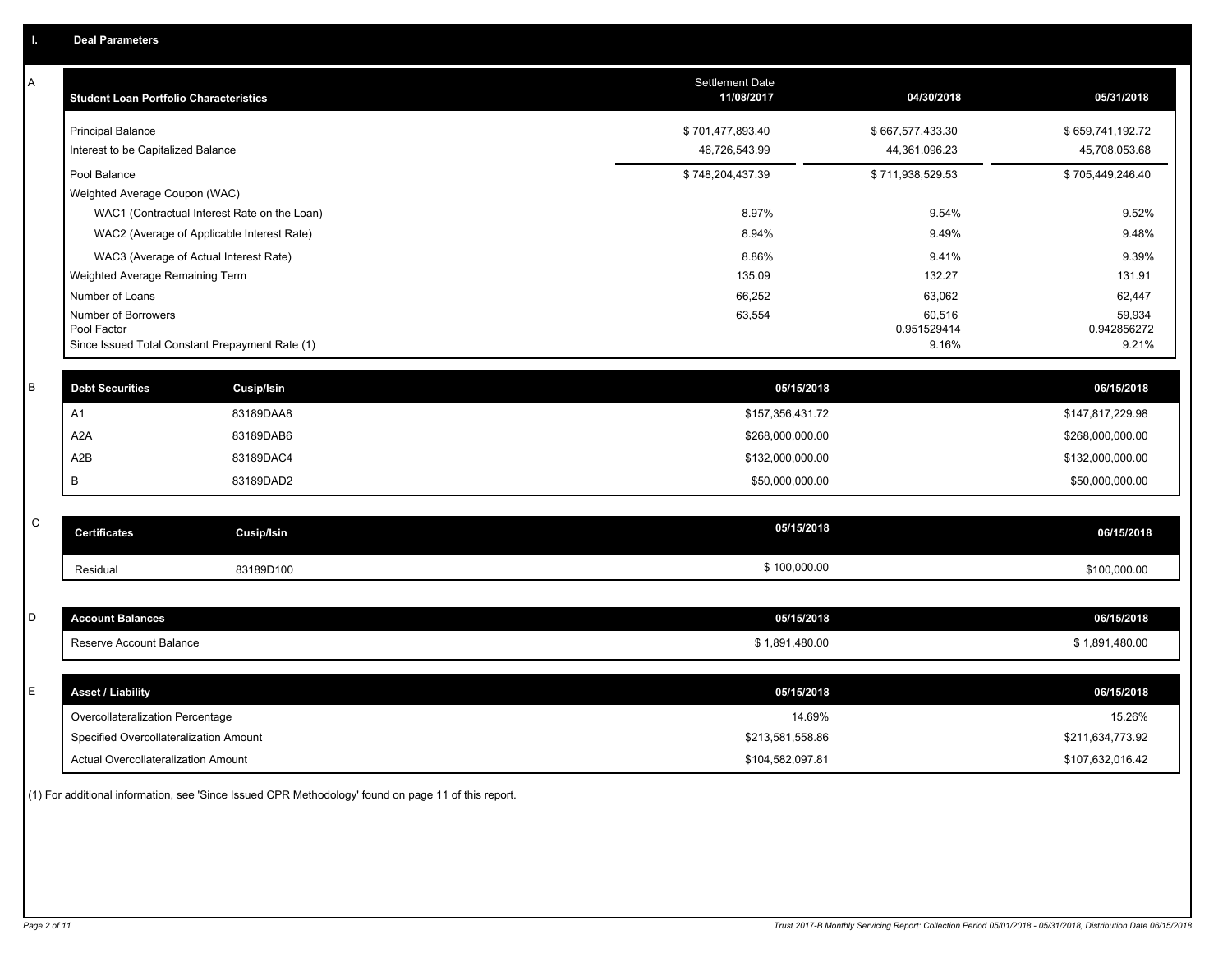## I. Deal Parameters

### A

| Student Loan Portfolio Characteristics | Settlement Date 11/08/2017 | 04/30/2018 | 05/31/2018 |
|---|---|---|---|
| Principal Balance | $ 701,477,893.40 | $ 667,577,433.30 | $ 659,741,192.72 |
| Interest to be Capitalized Balance | 46,726,543.99 | 44,361,096.23 | 45,708,053.68 |
| Pool Balance | $ 748,204,437.39 | $ 711,938,529.53 | $ 705,449,246.40 |
| Weighted Average Coupon (WAC) | | | |
| WAC1 (Contractual Interest Rate on the Loan) | 8.97% | 9.54% | 9.52% |
| WAC2 (Average of Applicable Interest Rate) | 8.94% | 9.49% | 9.48% |
| WAC3 (Average of Actual Interest Rate) | 8.86% | 9.41% | 9.39% |
| Weighted Average Remaining Term | 135.09 | 132.27 | 131.91 |
| Number of Loans | 66,252 | 63,062 | 62,447 |
| Number of Borrowers | 63,554 | 60,516 | 59,934 |
| Pool Factor | | 0.951529414 | 0.942856272 |
| Since Issued Total Constant Prepayment Rate (1) | | 9.16% | 9.21% |

### B

| Debt Securities | Cusip/Isin | 05/15/2018 | 06/15/2018 |
|---|---|---|---|
| A1 | 83189DAA8 | $157,356,431.72 | $147,817,229.98 |
| A2A | 83189DAB6 | $268,000,000.00 | $268,000,000.00 |
| A2B | 83189DAC4 | $132,000,000.00 | $132,000,000.00 |
| B | 83189DAD2 | $50,000,000.00 | $50,000,000.00 |

### C

| Certificates | Cusip/Isin | 05/15/2018 | 06/15/2018 |
|---|---|---|---|
| Residual | 83189D100 | $ 100,000.00 | $100,000.00 |

### D

| Account Balances | 05/15/2018 | 06/15/2018 |
|---|---|---|
| Reserve Account Balance | $ 1,891,480.00 | $ 1,891,480.00 |

### E

| Asset / Liability | 05/15/2018 | 06/15/2018 |
|---|---|---|
| Overcollateralization Percentage | 14.69% | 15.26% |
| Specified Overcollateralization Amount | $213,581,558.86 | $211,634,773.92 |
| Actual Overcollateralization Amount | $104,582,097.81 | $107,632,016.42 |

(1) For additional information, see 'Since Issued CPR Methodology' found on page 11 of this report.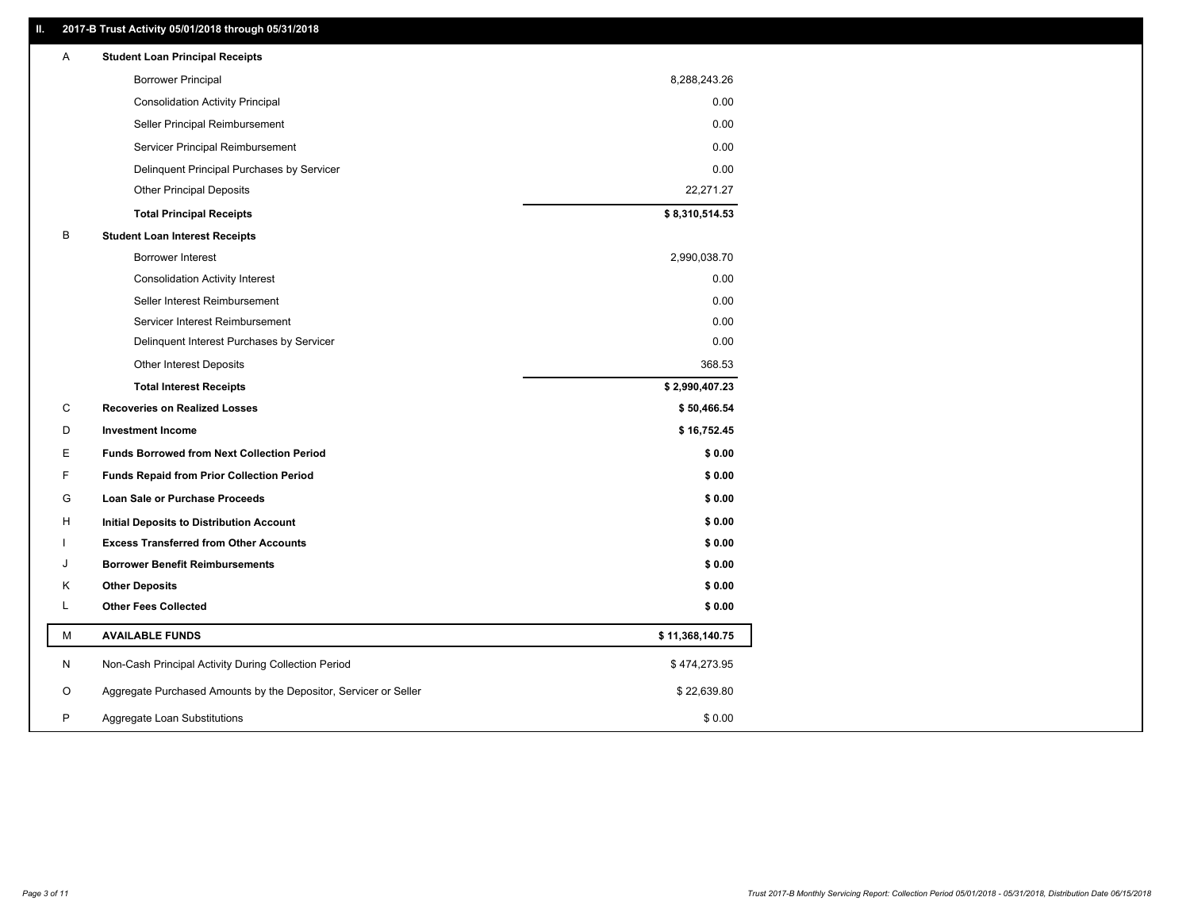## II. 2017-B Trust Activity 05/01/2018 through 05/31/2018

| | | |
|---|---|---|
| A | **Student Loan Principal Receipts** | |
| | Borrower Principal | 8,288,243.26 |
| | Consolidation Activity Principal | 0.00 |
| | Seller Principal Reimbursement | 0.00 |
| | Servicer Principal Reimbursement | 0.00 |
| | Delinquent Principal Purchases by Servicer | 0.00 |
| | Other Principal Deposits | 22,271.27 |
| | **Total Principal Receipts** | **$ 8,310,514.53** |
| B | **Student Loan Interest Receipts** | |
| | Borrower Interest | 2,990,038.70 |
| | Consolidation Activity Interest | 0.00 |
| | Seller Interest Reimbursement | 0.00 |
| | Servicer Interest Reimbursement | 0.00 |
| | Delinquent Interest Purchases by Servicer | 0.00 |
| | Other Interest Deposits | 368.53 |
| | **Total Interest Receipts** | **$ 2,990,407.23** |
| C | **Recoveries on Realized Losses** | **$ 50,466.54** |
| D | **Investment Income** | **$ 16,752.45** |
| E | **Funds Borrowed from Next Collection Period** | **$ 0.00** |
| F | **Funds Repaid from Prior Collection Period** | **$ 0.00** |
| G | **Loan Sale or Purchase Proceeds** | **$ 0.00** |
| H | **Initial Deposits to Distribution Account** | **$ 0.00** |
| I | **Excess Transferred from Other Accounts** | **$ 0.00** |
| J | **Borrower Benefit Reimbursements** | **$ 0.00** |
| K | **Other Deposits** | **$ 0.00** |
| L | **Other Fees Collected** | **$ 0.00** |
| M | **AVAILABLE FUNDS** | **$ 11,368,140.75** |
| N | Non-Cash Principal Activity During Collection Period | $ 474,273.95 |
| O | Aggregate Purchased Amounts by the Depositor, Servicer or Seller | $ 22,639.80 |
| P | Aggregate Loan Substitutions | $ 0.00 |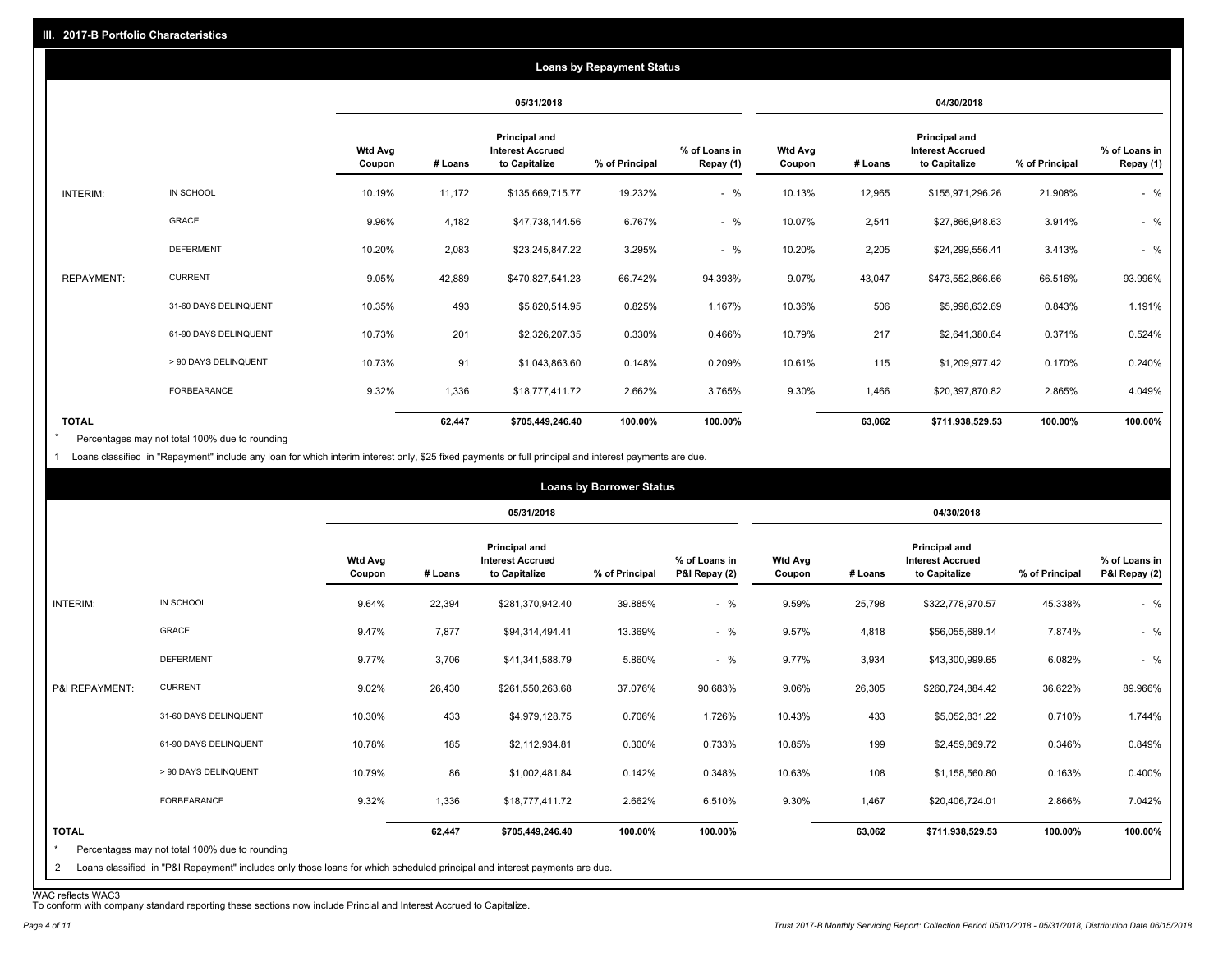## III. 2017-B Portfolio Characteristics

### Loans by Repayment Status

| | | 05/31/2018 | | | | | 04/30/2018 | | | | |
|---|---|---|---|---|---|---|---|---|---|---|---|
| | | Wtd Avg Coupon | # Loans | Principal and Interest Accrued to Capitalize | % of Principal | % of Loans in Repay (1) | Wtd Avg Coupon | # Loans | Principal and Interest Accrued to Capitalize | % of Principal | % of Loans in Repay (1) |
| INTERIM: | IN SCHOOL | 10.19% | 11,172 | $135,669,715.77 | 19.232% | - % | 10.13% | 12,965 | $155,971,296.26 | 21.908% | - % |
| | GRACE | 9.96% | 4,182 | $47,738,144.56 | 6.767% | - % | 10.07% | 2,541 | $27,866,948.63 | 3.914% | - % |
| | DEFERMENT | 10.20% | 2,083 | $23,245,847.22 | 3.295% | - % | 10.20% | 2,205 | $24,299,556.41 | 3.413% | - % |
| REPAYMENT: | CURRENT | 9.05% | 42,889 | $470,827,541.23 | 66.742% | 94.393% | 9.07% | 43,047 | $473,552,866.66 | 66.516% | 93.996% |
| | 31-60 DAYS DELINQUENT | 10.35% | 493 | $5,820,514.95 | 0.825% | 1.167% | 10.36% | 506 | $5,998,632.69 | 0.843% | 1.191% |
| | 61-90 DAYS DELINQUENT | 10.73% | 201 | $2,326,207.35 | 0.330% | 0.466% | 10.79% | 217 | $2,641,380.64 | 0.371% | 0.524% |
| | > 90 DAYS DELINQUENT | 10.73% | 91 | $1,043,863.60 | 0.148% | 0.209% | 10.61% | 115 | $1,209,977.42 | 0.170% | 0.240% |
| | FORBEARANCE | 9.32% | 1,336 | $18,777,411.72 | 2.662% | 3.765% | 9.30% | 1,466 | $20,397,870.82 | 2.865% | 4.049% |
| **TOTAL** | | | **62,447** | **$705,449,246.40** | **100.00%** | **100.00%** | | **63,062** | **$711,938,529.53** | **100.00%** | **100.00%** |

\* Percentages may not total 100% due to rounding

1 Loans classified in "Repayment" include any loan for which interim interest only, $25 fixed payments or full principal and interest payments are due.

### Loans by Borrower Status

| | | 05/31/2018 | | | | | 04/30/2018 | | | | |
|---|---|---|---|---|---|---|---|---|---|---|---|
| | | Wtd Avg Coupon | # Loans | Principal and Interest Accrued to Capitalize | % of Principal | % of Loans in P&I Repay (2) | Wtd Avg Coupon | # Loans | Principal and Interest Accrued to Capitalize | % of Principal | % of Loans in P&I Repay (2) |
| INTERIM: | IN SCHOOL | 9.64% | 22,394 | $281,370,942.40 | 39.885% | - % | 9.59% | 25,798 | $322,778,970.57 | 45.338% | - % |
| | GRACE | 9.47% | 7,877 | $94,314,494.41 | 13.369% | - % | 9.57% | 4,818 | $56,055,689.14 | 7.874% | - % |
| | DEFERMENT | 9.77% | 3,706 | $41,341,588.79 | 5.860% | - % | 9.77% | 3,934 | $43,300,999.65 | 6.082% | - % |
| P&I REPAYMENT: | CURRENT | 9.02% | 26,430 | $261,550,263.68 | 37.076% | 90.683% | 9.06% | 26,305 | $260,724,884.42 | 36.622% | 89.966% |
| | 31-60 DAYS DELINQUENT | 10.30% | 433 | $4,979,128.75 | 0.706% | 1.726% | 10.43% | 433 | $5,052,831.22 | 0.710% | 1.744% |
| | 61-90 DAYS DELINQUENT | 10.78% | 185 | $2,112,934.81 | 0.300% | 0.733% | 10.85% | 199 | $2,459,869.72 | 0.346% | 0.849% |
| | > 90 DAYS DELINQUENT | 10.79% | 86 | $1,002,481.84 | 0.142% | 0.348% | 10.63% | 108 | $1,158,560.80 | 0.163% | 0.400% |
| | FORBEARANCE | 9.32% | 1,336 | $18,777,411.72 | 2.662% | 6.510% | 9.30% | 1,467 | $20,406,724.01 | 2.866% | 7.042% |
| **TOTAL** | | | **62,447** | **$705,449,246.40** | **100.00%** | **100.00%** | | **63,062** | **$711,938,529.53** | **100.00%** | **100.00%** |

\* Percentages may not total 100% due to rounding

2 Loans classified in "P&I Repayment" includes only those loans for which scheduled principal and interest payments are due.

WAC reflects WAC3

To conform with company standard reporting these sections now include Princial and Interest Accrued to Capitalize.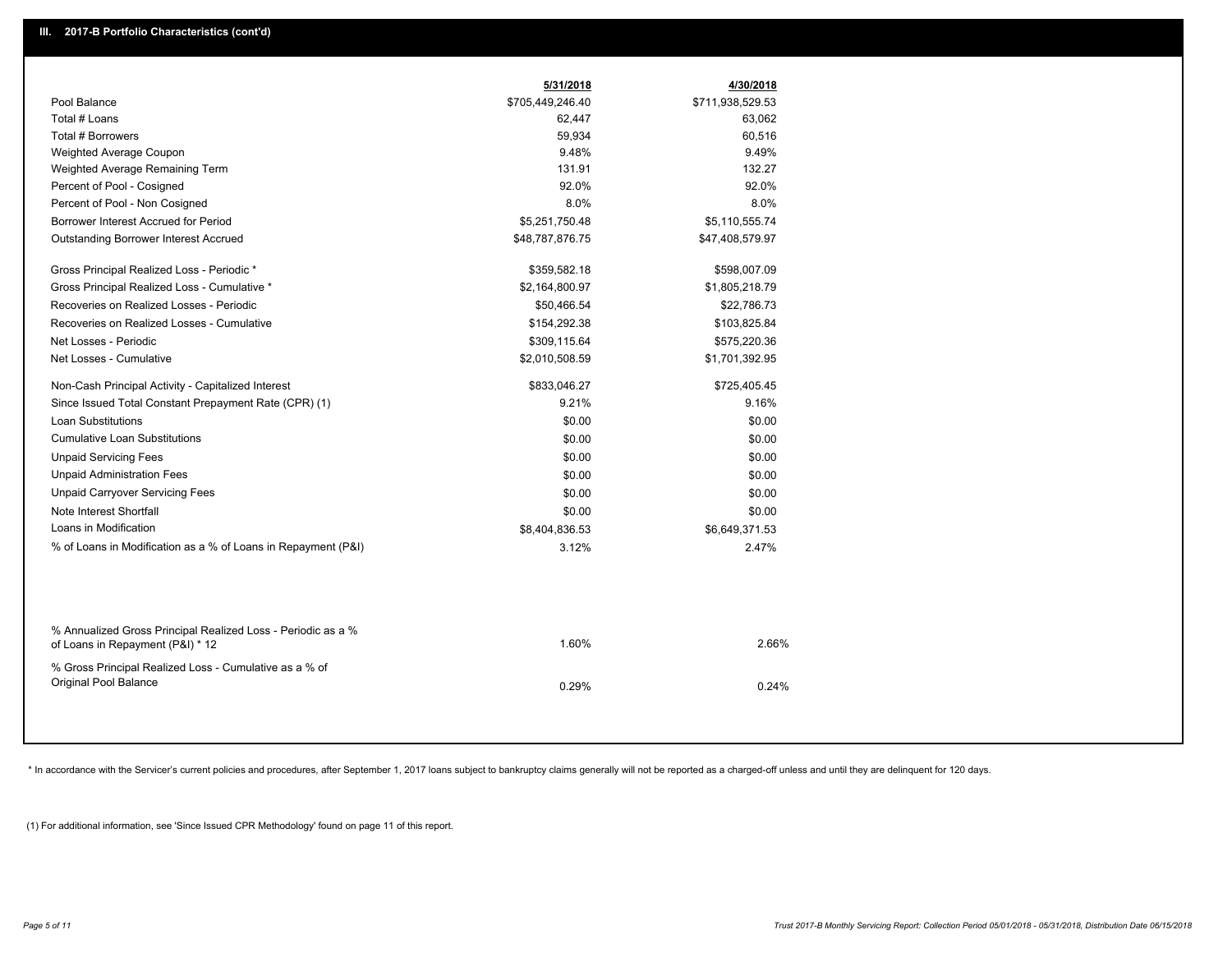## III. 2017-B Portfolio Characteristics (cont'd)

| | 5/31/2018 | 4/30/2018 |
|---|---|---|
| Pool Balance | $705,449,246.40 | $711,938,529.53 |
| Total # Loans | 62,447 | 63,062 |
| Total # Borrowers | 59,934 | 60,516 |
| Weighted Average Coupon | 9.48% | 9.49% |
| Weighted Average Remaining Term | 131.91 | 132.27 |
| Percent of Pool - Cosigned | 92.0% | 92.0% |
| Percent of Pool - Non Cosigned | 8.0% | 8.0% |
| Borrower Interest Accrued for Period | $5,251,750.48 | $5,110,555.74 |
| Outstanding Borrower Interest Accrued | $48,787,876.75 | $47,408,579.97 |
| Gross Principal Realized Loss - Periodic * | $359,582.18 | $598,007.09 |
| Gross Principal Realized Loss - Cumulative * | $2,164,800.97 | $1,805,218.79 |
| Recoveries on Realized Losses - Periodic | $50,466.54 | $22,786.73 |
| Recoveries on Realized Losses - Cumulative | $154,292.38 | $103,825.84 |
| Net Losses - Periodic | $309,115.64 | $575,220.36 |
| Net Losses - Cumulative | $2,010,508.59 | $1,701,392.95 |
| Non-Cash Principal Activity - Capitalized Interest | $833,046.27 | $725,405.45 |
| Since Issued Total Constant Prepayment Rate (CPR) (1) | 9.21% | 9.16% |
| Loan Substitutions | $0.00 | $0.00 |
| Cumulative Loan Substitutions | $0.00 | $0.00 |
| Unpaid Servicing Fees | $0.00 | $0.00 |
| Unpaid Administration Fees | $0.00 | $0.00 |
| Unpaid Carryover Servicing Fees | $0.00 | $0.00 |
| Note Interest Shortfall | $0.00 | $0.00 |
| Loans in Modification | $8,404,836.53 | $6,649,371.53 |
| % of Loans in Modification as a % of Loans in Repayment (P&I) | 3.12% | 2.47% |
| % Annualized Gross Principal Realized Loss - Periodic as a % of Loans in Repayment (P&I) * 12 | 1.60% | 2.66% |
| % Gross Principal Realized Loss - Cumulative as a % of Original Pool Balance | 0.29% | 0.24% |

* In accordance with the Servicer's current policies and procedures, after September 1, 2017 loans subject to bankruptcy claims generally will not be reported as a charged-off unless and until they are delinquent for 120 days.

(1) For additional information, see 'Since Issued CPR Methodology' found on page 11 of this report.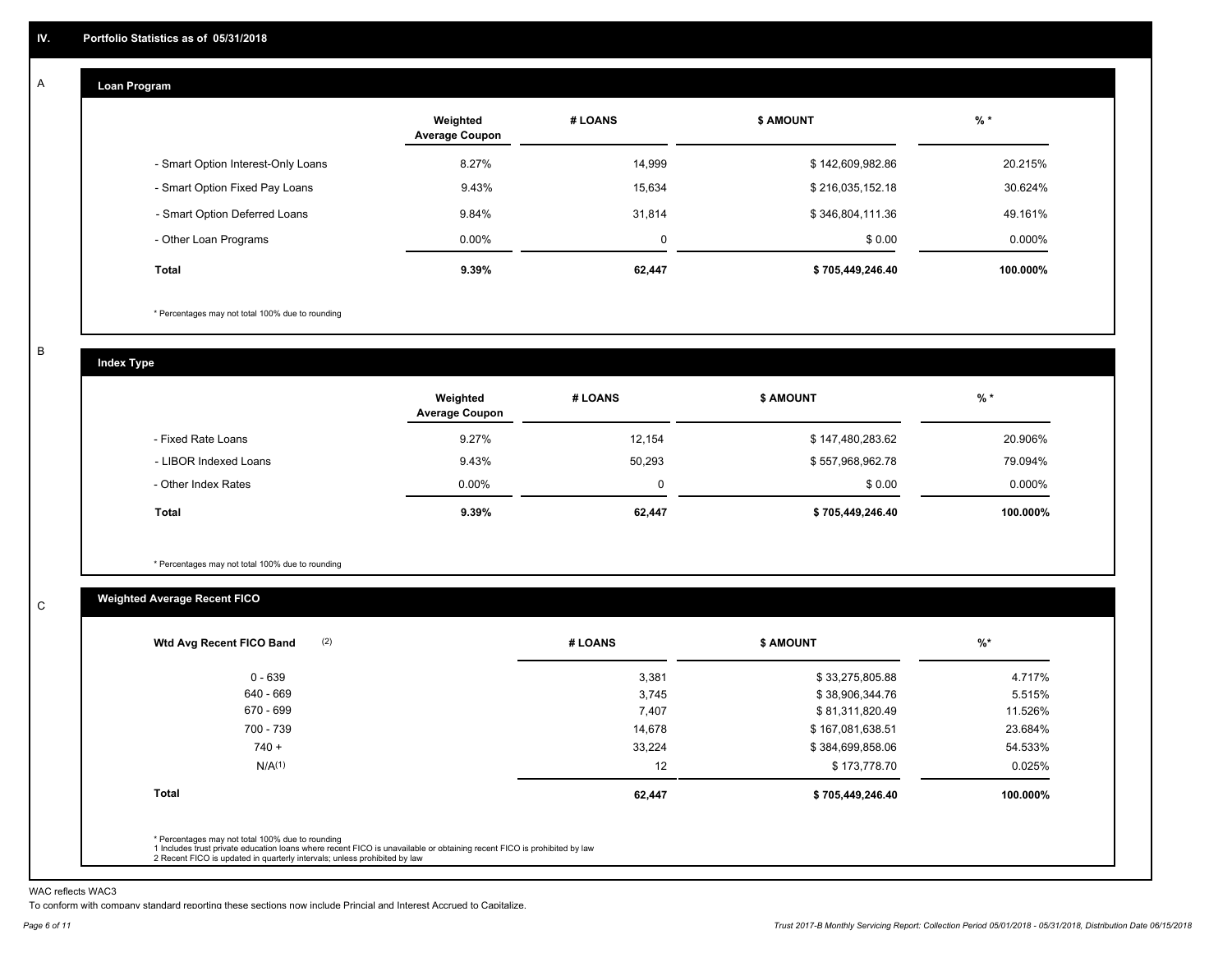## IV. Portfolio Statistics as of 05/31/2018

### A Loan Program

| | Weighted Average Coupon | # LOANS | $ AMOUNT | % * |
|---|---|---|---|---|
| - Smart Option Interest-Only Loans | 8.27% | 14,999 | $ 142,609,982.86 | 20.215% |
| - Smart Option Fixed Pay Loans | 9.43% | 15,634 | $ 216,035,152.18 | 30.624% |
| - Smart Option Deferred Loans | 9.84% | 31,814 | $ 346,804,111.36 | 49.161% |
| - Other Loan Programs | 0.00% | 0 | $ 0.00 | 0.000% |
| **Total** | **9.39%** | **62,447** | **$ 705,449,246.40** | **100.000%** |

* Percentages may not total 100% due to rounding

### B Index Type

| | Weighted Average Coupon | # LOANS | $ AMOUNT | % * |
|---|---|---|---|---|
| - Fixed Rate Loans | 9.27% | 12,154 | $ 147,480,283.62 | 20.906% |
| - LIBOR Indexed Loans | 9.43% | 50,293 | $ 557,968,962.78 | 79.094% |
| - Other Index Rates | 0.00% | 0 | $ 0.00 | 0.000% |
| **Total** | **9.39%** | **62,447** | **$ 705,449,246.40** | **100.000%** |

* Percentages may not total 100% due to rounding

### C Weighted Average Recent FICO

| Wtd Avg Recent FICO Band (2) | # LOANS | $ AMOUNT | %* |
|---|---|---|---|
| 0 - 639 | 3,381 | $ 33,275,805.88 | 4.717% |
| 640 - 669 | 3,745 | $ 38,906,344.76 | 5.515% |
| 670 - 699 | 7,407 | $ 81,311,820.49 | 11.526% |
| 700 - 739 | 14,678 | $ 167,081,638.51 | 23.684% |
| 740 + | 33,224 | $ 384,699,858.06 | 54.533% |
| N/A(1) | 12 | $ 173,778.70 | 0.025% |
| **Total** | **62,447** | **$ 705,449,246.40** | **100.000%** |

* Percentages may not total 100% due to rounding
1 Includes trust private education loans where recent FICO is unavailable or obtaining recent FICO is prohibited by law
2 Recent FICO is updated in quarterly intervals; unless prohibited by law

WAC reflects WAC3

To conform with company standard reporting these sections now include Princial and Interest Accrued to Capitalize.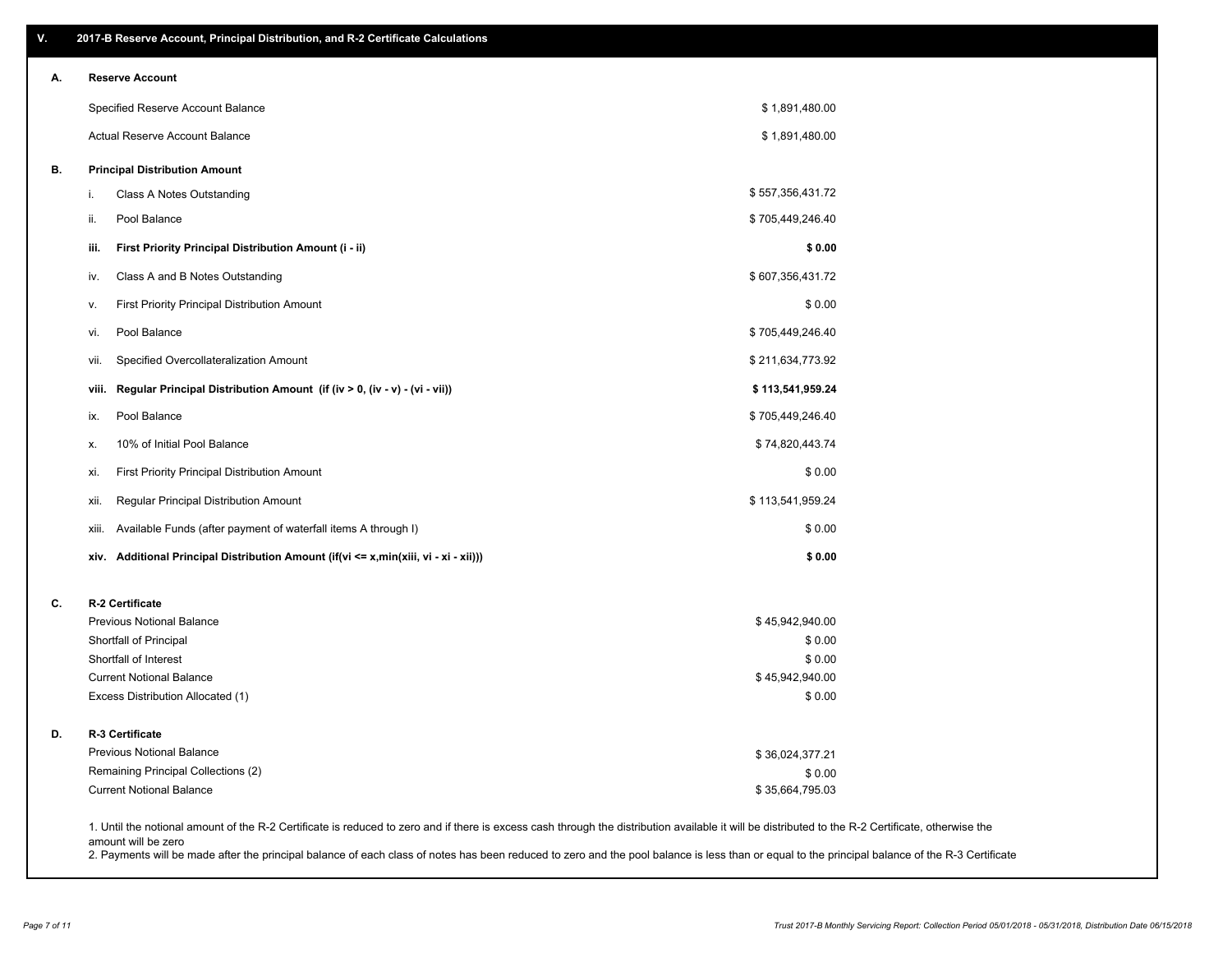## V. 2017-B Reserve Account, Principal Distribution, and R-2 Certificate Calculations

| | | |
|---|---|---|
| **A.** | **Reserve Account** | |
| | Specified Reserve Account Balance | $ 1,891,480.00 |
| | Actual Reserve Account Balance | $ 1,891,480.00 |
| **B.** | **Principal Distribution Amount** | |
| | i. Class A Notes Outstanding | $ 557,356,431.72 |
| | ii. Pool Balance | $ 705,449,246.40 |
| | **iii. First Priority Principal Distribution Amount (i - ii)** | **$ 0.00** |
| | iv. Class A and B Notes Outstanding | $ 607,356,431.72 |
| | v. First Priority Principal Distribution Amount | $ 0.00 |
| | vi. Pool Balance | $ 705,449,246.40 |
| | vii. Specified Overcollateralization Amount | $ 211,634,773.92 |
| | **viii. Regular Principal Distribution Amount (if (iv > 0, (iv - v) - (vi - vii))** | **$ 113,541,959.24** |
| | ix. Pool Balance | $ 705,449,246.40 |
| | x. 10% of Initial Pool Balance | $ 74,820,443.74 |
| | xi. First Priority Principal Distribution Amount | $ 0.00 |
| | xii. Regular Principal Distribution Amount | $ 113,541,959.24 |
| | xiii. Available Funds (after payment of waterfall items A through I) | $ 0.00 |
| | **xiv. Additional Principal Distribution Amount (if(vi <= x,min(xiii, vi - xi - xii)))** | **$ 0.00** |
| **C.** | **R-2 Certificate** | |
| | Previous Notional Balance | $ 45,942,940.00 |
| | Shortfall of Principal | $ 0.00 |
| | Shortfall of Interest | $ 0.00 |
| | Current Notional Balance | $ 45,942,940.00 |
| | Excess Distribution Allocated (1) | $ 0.00 |
| **D.** | **R-3 Certificate** | |
| | Previous Notional Balance | $ 36,024,377.21 |
| | Remaining Principal Collections (2) | $ 0.00 |
| | Current Notional Balance | $ 35,664,795.03 |

1. Until the notional amount of the R-2 Certificate is reduced to zero and if there is excess cash through the distribution available it will be distributed to the R-2 Certificate, otherwise the amount will be zero
2. Payments will be made after the principal balance of each class of notes has been reduced to zero and the pool balance is less than or equal to the principal balance of the R-3 Certificate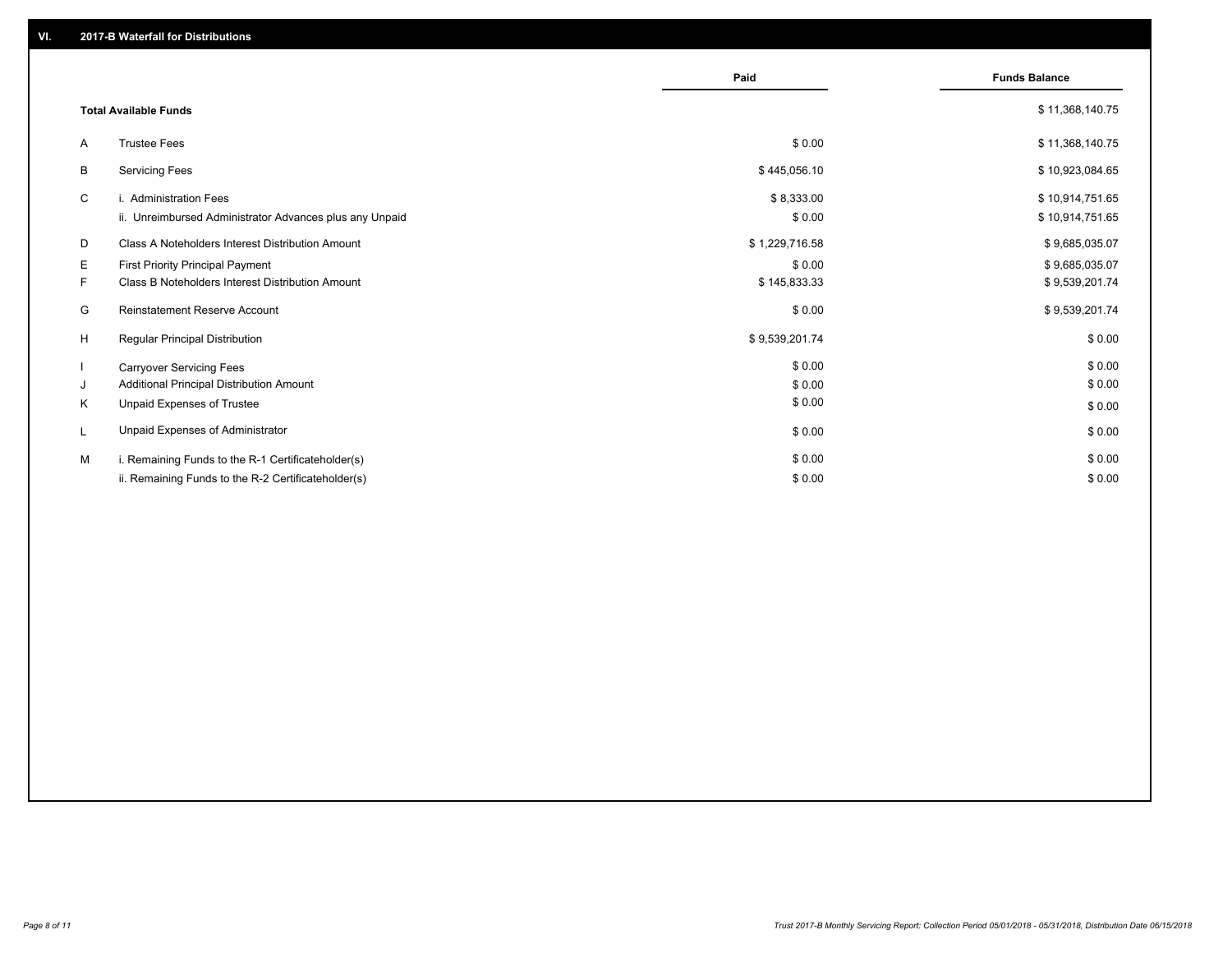## VI. 2017-B Waterfall for Distributions

| | | Paid | Funds Balance |
|---|---|---|---|
| | **Total Available Funds** | | $ 11,368,140.75 |
| A | Trustee Fees | $ 0.00 | $ 11,368,140.75 |
| B | Servicing Fees | $ 445,056.10 | $ 10,923,084.65 |
| C | i. Administration Fees | $ 8,333.00 | $ 10,914,751.65 |
| | ii. Unreimbursed Administrator Advances plus any Unpaid | $ 0.00 | $ 10,914,751.65 |
| D | Class A Noteholders Interest Distribution Amount | $ 1,229,716.58 | $ 9,685,035.07 |
| E | First Priority Principal Payment | $ 0.00 | $ 9,685,035.07 |
| F | Class B Noteholders Interest Distribution Amount | $ 145,833.33 | $ 9,539,201.74 |
| G | Reinstatement Reserve Account | $ 0.00 | $ 9,539,201.74 |
| H | Regular Principal Distribution | $ 9,539,201.74 | $ 0.00 |
| I | Carryover Servicing Fees | $ 0.00 | $ 0.00 |
| J | Additional Principal Distribution Amount | $ 0.00 | $ 0.00 |
| K | Unpaid Expenses of Trustee | $ 0.00 | $ 0.00 |
| L | Unpaid Expenses of Administrator | $ 0.00 | $ 0.00 |
| M | i. Remaining Funds to the R-1 Certificateholder(s) | $ 0.00 | $ 0.00 |
| | ii. Remaining Funds to the R-2 Certificateholder(s) | $ 0.00 | $ 0.00 |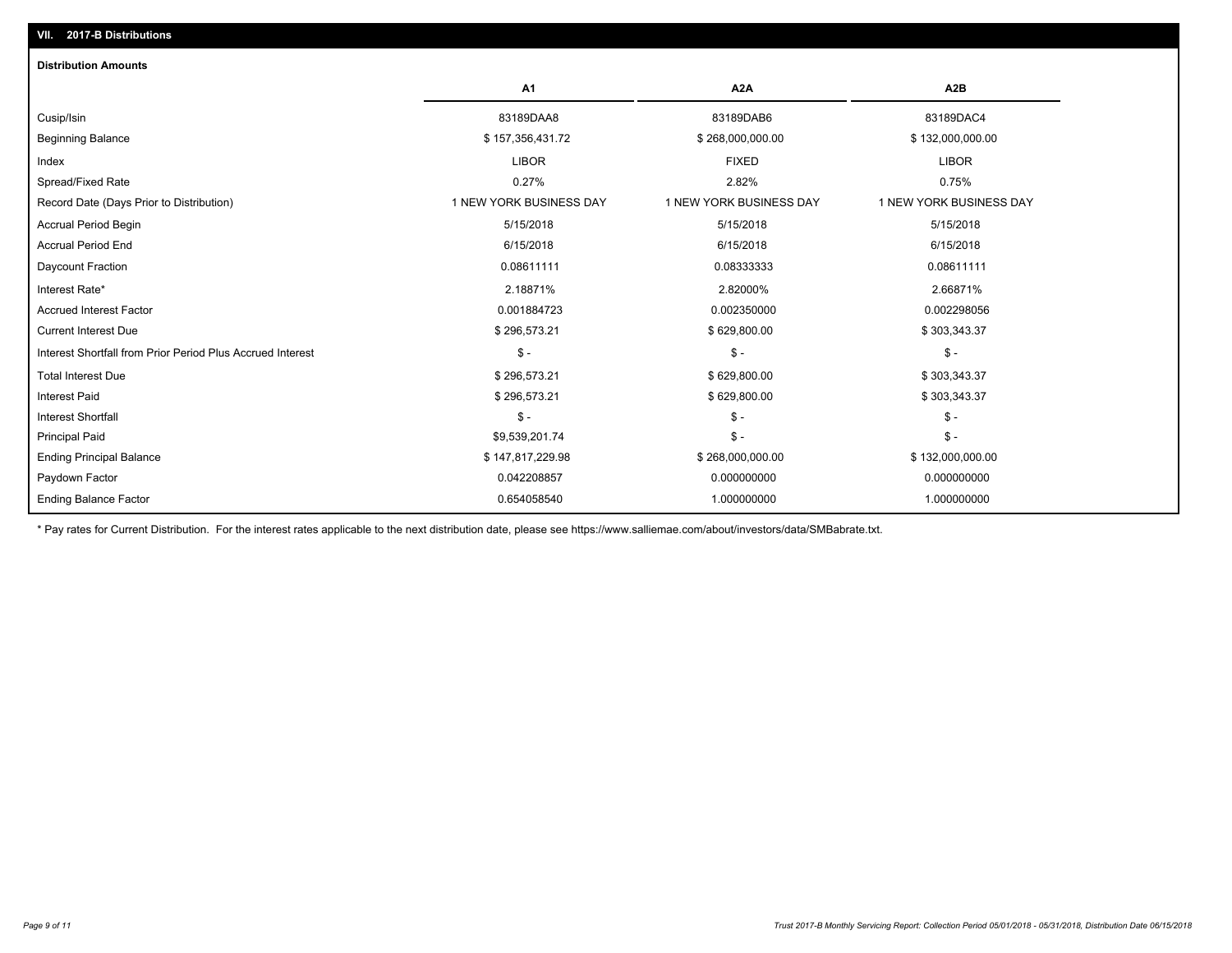## VII. 2017-B Distributions

### Distribution Amounts

| | A1 | A2A | A2B |
|---|---|---|---|
| Cusip/Isin | 83189DAA8 | 83189DAB6 | 83189DAC4 |
| Beginning Balance | $ 157,356,431.72 | $ 268,000,000.00 | $ 132,000,000.00 |
| Index | LIBOR | FIXED | LIBOR |
| Spread/Fixed Rate | 0.27% | 2.82% | 0.75% |
| Record Date (Days Prior to Distribution) | 1 NEW YORK BUSINESS DAY | 1 NEW YORK BUSINESS DAY | 1 NEW YORK BUSINESS DAY |
| Accrual Period Begin | 5/15/2018 | 5/15/2018 | 5/15/2018 |
| Accrual Period End | 6/15/2018 | 6/15/2018 | 6/15/2018 |
| Daycount Fraction | 0.08611111 | 0.08333333 | 0.08611111 |
| Interest Rate* | 2.18871% | 2.82000% | 2.66871% |
| Accrued Interest Factor | 0.001884723 | 0.002350000 | 0.002298056 |
| Current Interest Due | $ 296,573.21 | $ 629,800.00 | $ 303,343.37 |
| Interest Shortfall from Prior Period Plus Accrued Interest | $ - | $ - | $ - |
| Total Interest Due | $ 296,573.21 | $ 629,800.00 | $ 303,343.37 |
| Interest Paid | $ 296,573.21 | $ 629,800.00 | $ 303,343.37 |
| Interest Shortfall | $ - | $ - | $ - |
| Principal Paid | $9,539,201.74 | $ - | $ - |
| Ending Principal Balance | $ 147,817,229.98 | $ 268,000,000.00 | $ 132,000,000.00 |
| Paydown Factor | 0.042208857 | 0.000000000 | 0.000000000 |
| Ending Balance Factor | 0.654058540 | 1.000000000 | 1.000000000 |

* Pay rates for Current Distribution. For the interest rates applicable to the next distribution date, please see https://www.salliemae.com/about/investors/data/SMBabrate.txt.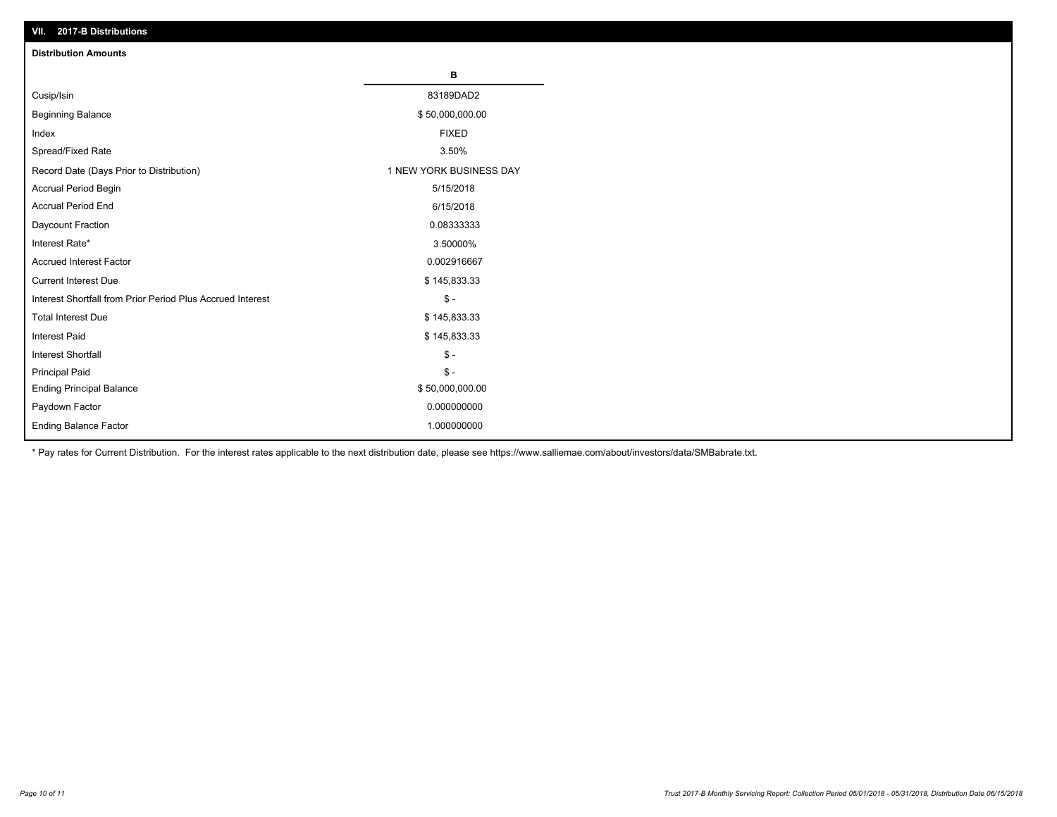## VII. 2017-B Distributions

### Distribution Amounts

| | B |
|---|---|
| Cusip/Isin | 83189DAD2 |
| Beginning Balance | $ 50,000,000.00 |
| Index | FIXED |
| Spread/Fixed Rate | 3.50% |
| Record Date (Days Prior to Distribution) | 1 NEW YORK BUSINESS DAY |
| Accrual Period Begin | 5/15/2018 |
| Accrual Period End | 6/15/2018 |
| Daycount Fraction | 0.08333333 |
| Interest Rate* | 3.50000% |
| Accrued Interest Factor | 0.002916667 |
| Current Interest Due | $ 145,833.33 |
| Interest Shortfall from Prior Period Plus Accrued Interest | $ - |
| Total Interest Due | $ 145,833.33 |
| Interest Paid | $ 145,833.33 |
| Interest Shortfall | $ - |
| Principal Paid | $ - |
| Ending Principal Balance | $ 50,000,000.00 |
| Paydown Factor | 0.000000000 |
| Ending Balance Factor | 1.000000000 |

* Pay rates for Current Distribution. For the interest rates applicable to the next distribution date, please see https://www.salliemae.com/about/investors/data/SMBabrate.txt.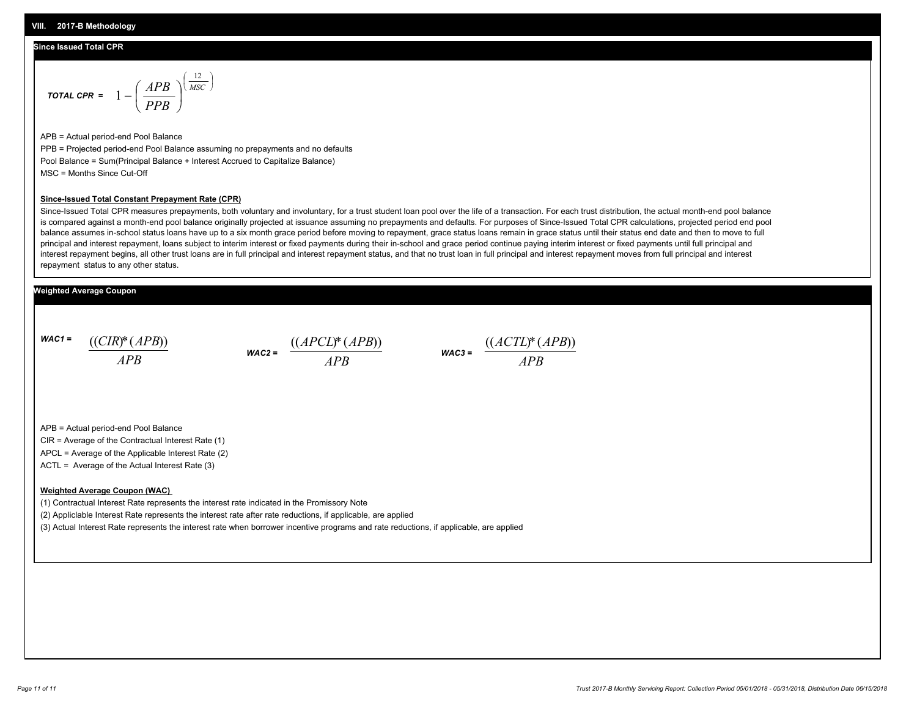## VIII. 2017-B Methodology

### Since Issued Total CPR

$$\textbf{TOTAL CPR} = 1 - \left(\frac{APB}{PPB}\right)^{\left(\frac{12}{MSC}\right)}$$

APB = Actual period-end Pool Balance

PPB = Projected period-end Pool Balance assuming no prepayments and no defaults

Pool Balance = Sum(Principal Balance + Interest Accrued to Capitalize Balance)

MSC = Months Since Cut-Off

**Since-Issued Total Constant Prepayment Rate (CPR)**

Since-Issued Total CPR measures prepayments, both voluntary and involuntary, for a trust student loan pool over the life of a transaction. For each trust distribution, the actual month-end pool balance is compared against a month-end pool balance originally projected at issuance assuming no prepayments and defaults. For purposes of Since-Issued Total CPR calculations, projected period end pool balance assumes in-school status loans have up to a six month grace period before moving to repayment, grace status loans remain in grace status until their status end date and then to move to full principal and interest repayment, loans subject to interim interest or fixed payments during their in-school and grace period continue paying interim interest or fixed payments until full principal and interest repayment begins, all other trust loans are in full principal and interest repayment status, and that no trust loan in full principal and interest repayment moves from full principal and interest repayment status to any other status.

### Weighted Average Coupon

$$\textbf{WAC1} = \frac{((CIR)*(APB))}{APB} \qquad \textbf{WAC2} = \frac{((APCL)*(APB))}{APB} \qquad \textbf{WAC3} = \frac{((ACTL)*(APB))}{APB}$$

APB = Actual period-end Pool Balance

CIR = Average of the Contractual Interest Rate (1)

APCL = Average of the Applicable Interest Rate (2)

ACTL = Average of the Actual Interest Rate (3)

**Weighted Average Coupon (WAC)**

(1) Contractual Interest Rate represents the interest rate indicated in the Promissory Note

(2) Appliclable Interest Rate represents the interest rate after rate reductions, if applicable, are applied

(3) Actual Interest Rate represents the interest rate when borrower incentive programs and rate reductions, if applicable, are applied